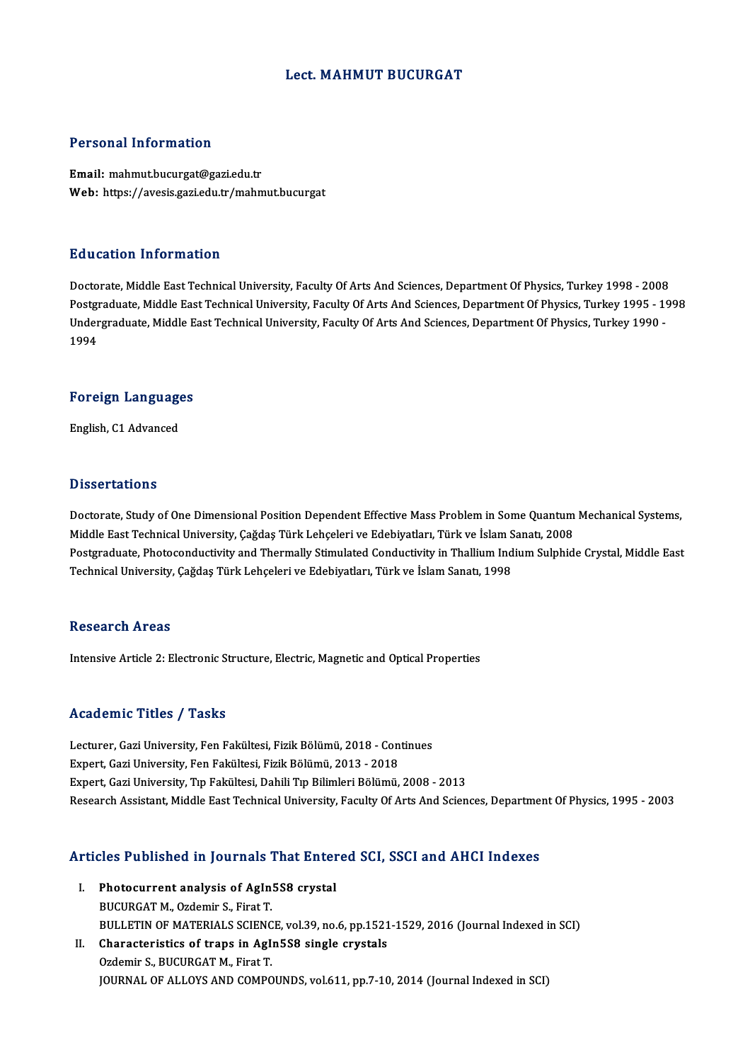# Lect. MAHMUT BUCURGAT

## Personal Information

**Email:** mahmut.bucurgat@gazi.edu.tr
**Web:** https://avesis.gazi.edu.tr/mahmut.bucurgat

## Education Information

Doctorate, Middle East Technical University, Faculty Of Arts And Sciences, Department Of Physics, Turkey 1998 - 2008
Postgraduate, Middle East Technical University, Faculty Of Arts And Sciences, Department Of Physics, Turkey 1995 - 1998
Undergraduate, Middle East Technical University, Faculty Of Arts And Sciences, Department Of Physics, Turkey 1990 - 1994

## Foreign Languages

English, C1 Advanced

## Dissertations

Doctorate, Study of One Dimensional Position Dependent Effective Mass Problem in Some Quantum Mechanical Systems, Middle East Technical University, Çağdaş Türk Lehçeleri ve Edebiyatları, Türk ve İslam Sanatı, 2008
Postgraduate, Photoconductivity and Thermally Stimulated Conductivity in Thallium Indium Sulphide Crystal, Middle East Technical University, Çağdaş Türk Lehçeleri ve Edebiyatları, Türk ve İslam Sanatı, 1998

## Research Areas

Intensive Article 2: Electronic Structure, Electric, Magnetic and Optical Properties

## Academic Titles / Tasks

Lecturer, Gazi University, Fen Fakültesi, Fizik Bölümü, 2018 - Continues
Expert, Gazi University, Fen Fakültesi, Fizik Bölümü, 2013 - 2018
Expert, Gazi University, Tıp Fakültesi, Dahili Tıp Bilimleri Bölümü, 2008 - 2013
Research Assistant, Middle East Technical University, Faculty Of Arts And Sciences, Department Of Physics, 1995 - 2003

## Articles Published in Journals That Entered SCI, SSCI and AHCI Indexes

I. **Photocurrent analysis of $AgIn_5S_8$ crystal**
BUCURGAT M., Ozdemir S., Firat T.
BULLETIN OF MATERIALS SCIENCE, vol.39, no.6, pp.1521-1529, 2016 (Journal Indexed in SCI)

II. **Characteristics of traps in $AgIn_5S_8$ single crystals**
Ozdemir S., BUCURGAT M., Firat T.
JOURNAL OF ALLOYS AND COMPOUNDS, vol.611, pp.7-10, 2014 (Journal Indexed in SCI)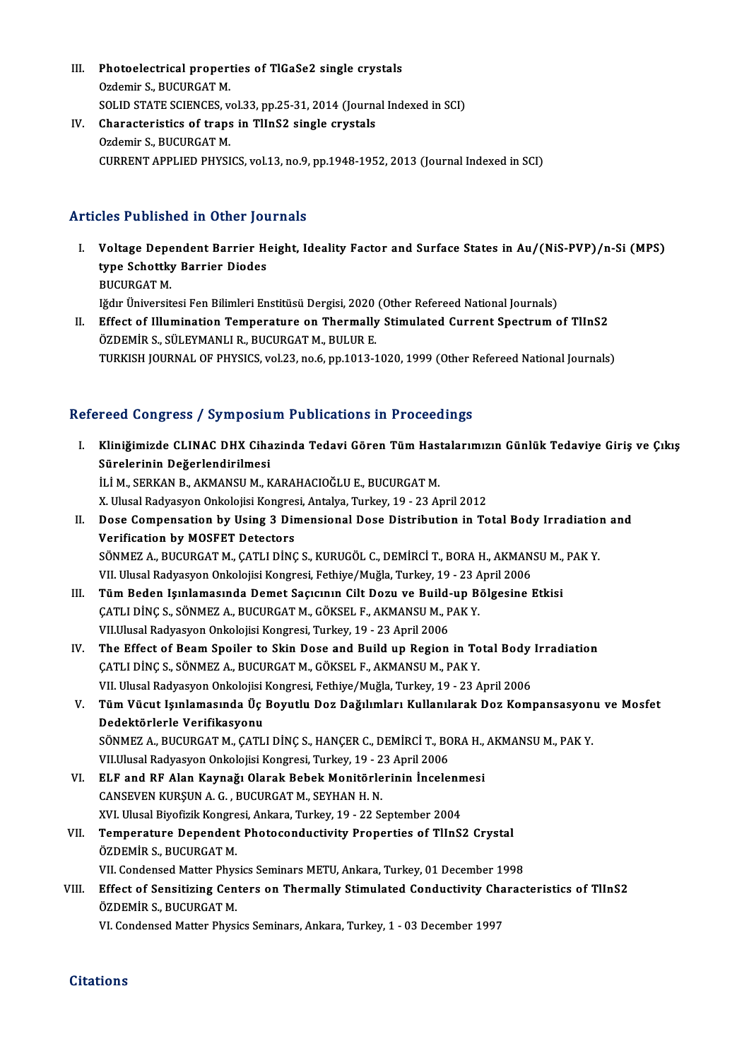III. **Photoelectrical properties of TlGaSe2 single crystals**
Ozdemir S., BUCURGAT M.
SOLID STATE SCIENCES, vol.33, pp.25-31, 2014 (Journal Indexed in SCI)

IV. **Characteristics of traps in TlInS2 single crystals**
Ozdemir S., BUCURGAT M.
CURRENT APPLIED PHYSICS, vol.13, no.9, pp.1948-1952, 2013 (Journal Indexed in SCI)

## Articles Published in Other Journals

I. **Voltage Dependent Barrier Height, Ideality Factor and Surface States in Au/(NiS-PVP)/n-Si (MPS) type Schottky Barrier Diodes**
BUCURGAT M.
Iğdır Üniversitesi Fen Bilimleri Enstitüsü Dergisi, 2020 (Other Refereed National Journals)

II. **Effect of Illumination Temperature on Thermally Stimulated Current Spectrum of TlInS2**
ÖZDEMİR S., SÜLEYMANLI R., BUCURGAT M., BULUR E.
TURKISH JOURNAL OF PHYSICS, vol.23, no.6, pp.1013-1020, 1999 (Other Refereed National Journals)

## Refereed Congress / Symposium Publications in Proceedings

I. **Kliniğimizde CLINAC DHX Cihazinda Tedavi Gören Tüm Hastalarımızın Günlük Tedaviye Giriş ve Çıkış Sürelerinin Değerlendirilmesi**
İLİ M., SERKAN B., AKMANSU M., KARAHACIOĞLU E., BUCURGAT M.
X. Ulusal Radyasyon Onkolojisi Kongresi, Antalya, Turkey, 19 - 23 April 2012

II. **Dose Compensation by Using 3 Dimensional Dose Distribution in Total Body Irradiation and Verification by MOSFET Detectors**
SÖNMEZ A., BUCURGAT M., ÇATLI DİNÇ S., KURUGÖL C., DEMİRCİ T., BORA H., AKMANSU M., PAK Y.
VII. Ulusal Radyasyon Onkolojisi Kongresi, Fethiye/Muğla, Turkey, 19 - 23 April 2006

III. **Tüm Beden Işınlamasında Demet Saçıcının Cilt Dozu ve Build-up Bölgesine Etkisi**
ÇATLI DİNÇ S., SÖNMEZ A., BUCURGAT M., GÖKSEL F., AKMANSU M., PAK Y.
VII.Ulusal Radyasyon Onkolojisi Kongresi, Turkey, 19 - 23 April 2006

IV. **The Effect of Beam Spoiler to Skin Dose and Build up Region in Total Body Irradiation**
ÇATLI DİNÇ S., SÖNMEZ A., BUCURGAT M., GÖKSEL F., AKMANSU M., PAK Y.
VII. Ulusal Radyasyon Onkolojisi Kongresi, Fethiye/Muğla, Turkey, 19 - 23 April 2006

V. **Tüm Vücut Işınlamasında Üç Boyutlu Doz Dağılımları Kullanılarak Doz Kompansasyonu ve Mosfet Dedektörlerle Verifikasyonu**
SÖNMEZ A., BUCURGAT M., ÇATLI DİNÇ S., HANÇER C., DEMİRCİ T., BORA H., AKMANSU M., PAK Y.
VII.Ulusal Radyasyon Onkolojisi Kongresi, Turkey, 19 - 23 April 2006

VI. **ELF and RF Alan Kaynağı Olarak Bebek Monitörlerinin İncelenmesi**
CANSEVEN KURŞUN A. G. , BUCURGAT M., SEYHAN H. N.
XVI. Ulusal Biyofizik Kongresi, Ankara, Turkey, 19 - 22 September 2004

VII. **Temperature Dependent Photoconductivity Properties of TlInS2 Crystal**
ÖZDEMİR S., BUCURGAT M.
VII. Condensed Matter Physics Seminars METU, Ankara, Turkey, 01 December 1998

VIII. **Effect of Sensitizing Centers on Thermally Stimulated Conductivity Characteristics of TlInS2**
ÖZDEMİR S., BUCURGAT M.
VI. Condensed Matter Physics Seminars, Ankara, Turkey, 1 - 03 December 1997

## Citations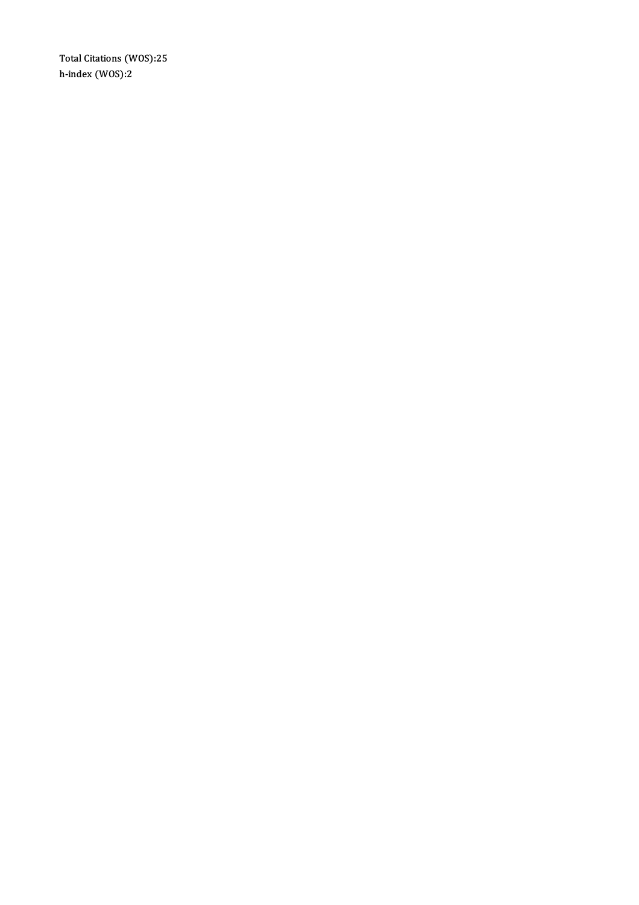Total Citations (WOS):25
h-index (WOS):2